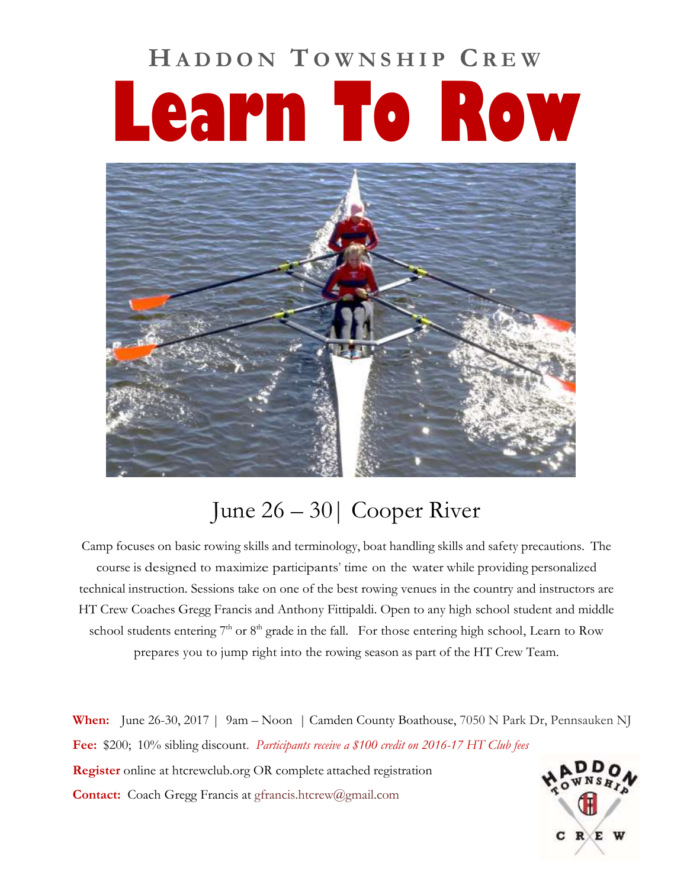## Haddon Township Crew

# Learn To Row

## June 26 – 30| Cooper River

Camp focuses on basic rowing skills and terminology, boat handling skills and safety precautions. The course is designed to maximize participants' time on the water while providing personalized technical instruction. Sessions take on one of the best rowing venues in the country and instructors are HT Crew Coaches Gregg Francis and Anthony Fittipaldi. Open to any high school student and middle school students entering 7th or 8th grade in the fall. For those entering high school, Learn to Row prepares you to jump right into the rowing season as part of the HT Crew Team.

**When:** June 26-30, 2017 | 9am – Noon | Camden County Boathouse, 7050 N Park Dr, Pennsauken NJ

**Fee:** $200; 10% sibling discount. *Participants receive a $100 credit on 2016-17 HT Club fees*

**Register** online at htcrewclub.org OR complete attached registration

**Contact:** Coach Gregg Francis at gfrancis.htcrew@gmail.com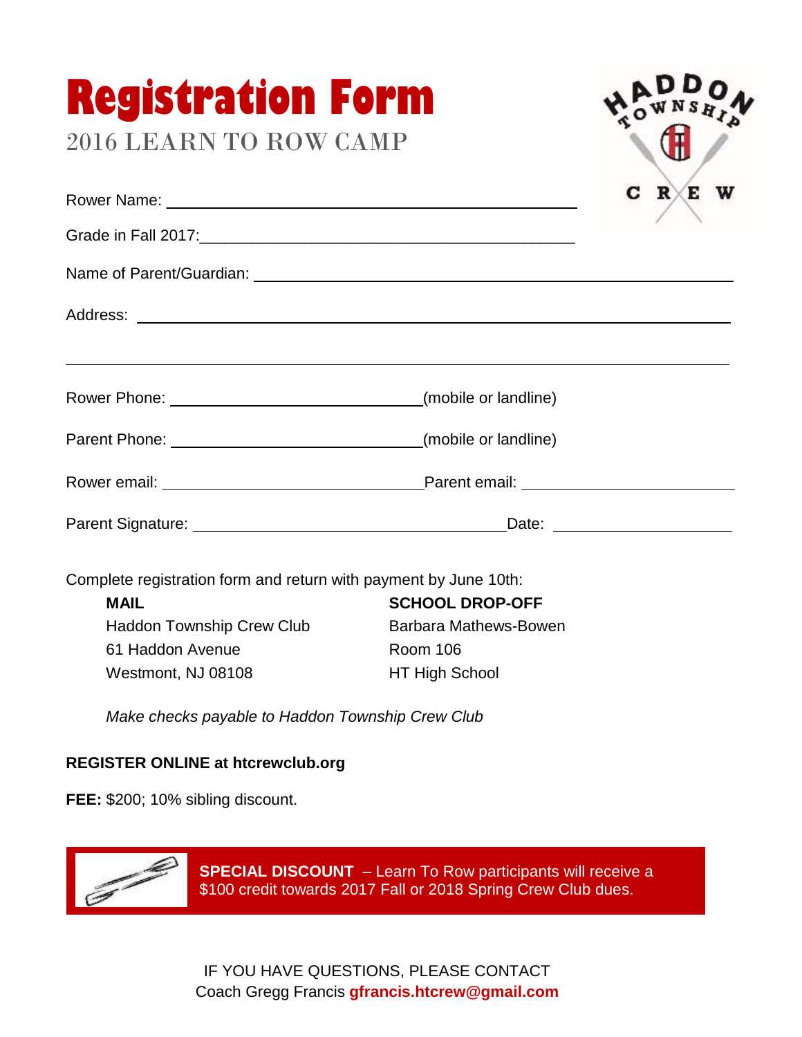# Registration Form

## 2016 LEARN TO ROW CAMP

Rower Name: ______________________________________________

Grade in Fall 2017: ______________________________________________

Name of Parent/Guardian: ______________________________________________

Address: ______________________________________________

______________________________________________

Rower Phone: ____________________________ (mobile or landline)

Parent Phone: ____________________________ (mobile or landline)

Rower email: ____________________________ Parent email: ____________________________

Parent Signature: ____________________________ Date: ____________________

Complete registration form and return with payment by June 10th:

**MAIL**
Haddon Township Crew Club
61 Haddon Avenue
Westmont, NJ 08108

**SCHOOL DROP-OFF**
Barbara Mathews-Bowen
Room 106
HT High School

*Make checks payable to Haddon Township Crew Club*

**REGISTER ONLINE at htcrewclub.org**

**FEE:** $200; 10% sibling discount.

**SPECIAL DISCOUNT** – Learn To Row participants will receive a $100 credit towards 2017 Fall or 2018 Spring Crew Club dues.

IF YOU HAVE QUESTIONS, PLEASE CONTACT
Coach Gregg Francis **gfrancis.htcrew@gmail.com**